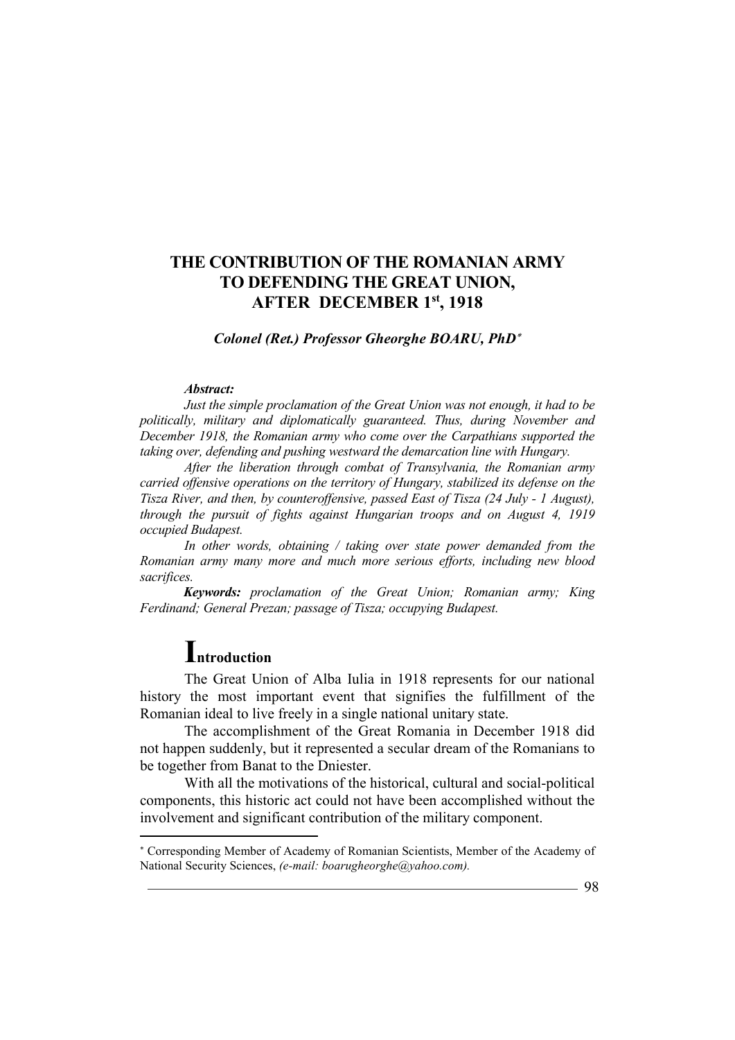# THE CONTRIBUTION OF THE ROMANIAN ARMY TO DEFENDING THE GREAT UNION, AFTER DECEMBER 1st, 1918

***Colonel (Ret.) Professor Gheorghe BOARU, PhD****

***Abstract:***

*Just the simple proclamation of the Great Union was not enough, it had to be politically, military and diplomatically guaranteed. Thus, during November and December 1918, the Romanian army who come over the Carpathians supported the taking over, defending and pushing westward the demarcation line with Hungary.*

*After the liberation through combat of Transylvania, the Romanian army carried offensive operations on the territory of Hungary, stabilized its defense on the Tisza River, and then, by counteroffensive, passed East of Tisza (24 July - 1 August), through the pursuit of fights against Hungarian troops and on August 4, 1919 occupied Budapest.*

*In other words, obtaining / taking over state power demanded from the Romanian army many more and much more serious efforts, including new blood sacrifices.*

***Keywords:*** *proclamation of the Great Union; Romanian army; King Ferdinand; General Prezan; passage of Tisza; occupying Budapest.*

## Introduction

The Great Union of Alba Iulia in 1918 represents for our national history the most important event that signifies the fulfillment of the Romanian ideal to live freely in a single national unitary state.

The accomplishment of the Great Romania in December 1918 did not happen suddenly, but it represented a secular dream of the Romanians to be together from Banat to the Dniester.

With all the motivations of the historical, cultural and social-political components, this historic act could not have been accomplished without the involvement and significant contribution of the military component.

---

* Corresponding Member of Academy of Romanian Scientists, Member of the Academy of National Security Sciences, *(e-mail: boarugheorghe@yahoo.com).*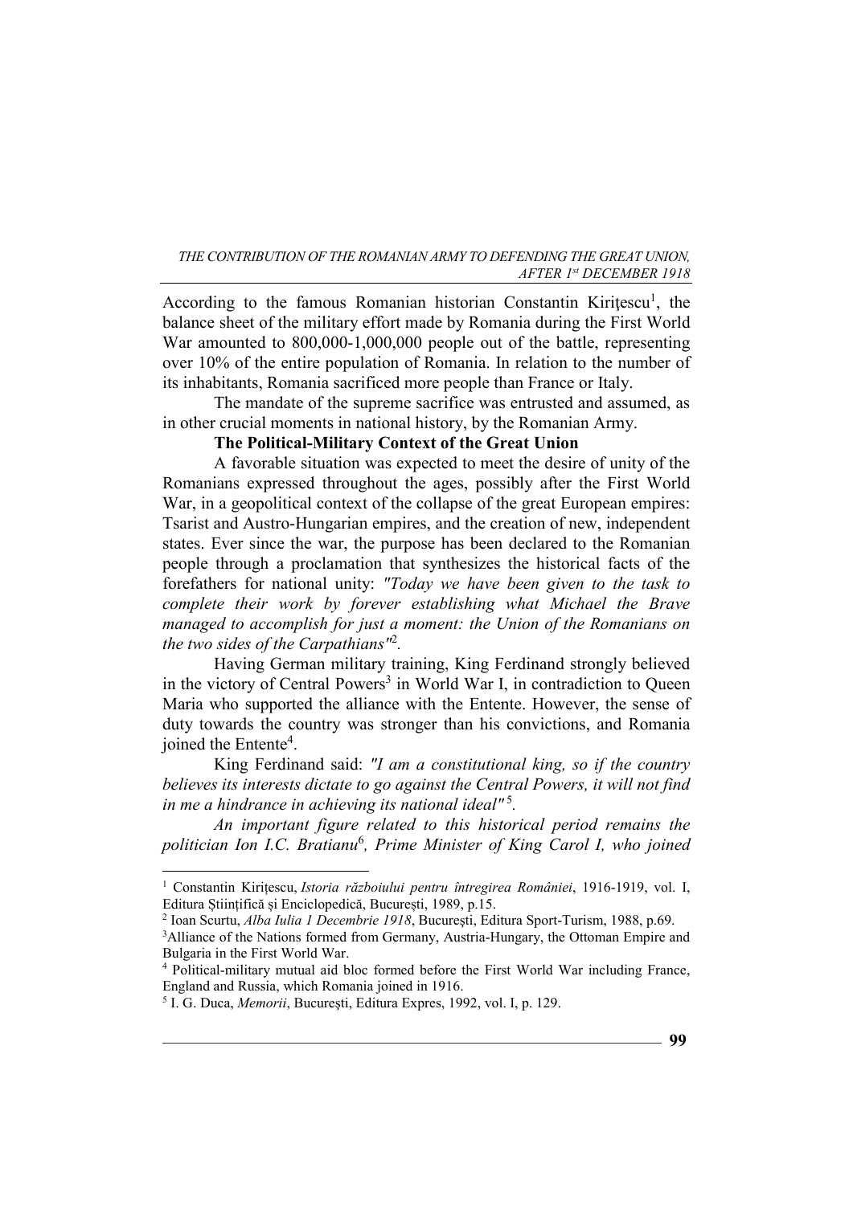According to the famous Romanian historian Constantin Kirițescu[1], the balance sheet of the military effort made by Romania during the First World War amounted to 800,000-1,000,000 people out of the battle, representing over 10% of the entire population of Romania. In relation to the number of its inhabitants, Romania sacrificed more people than France or Italy.

The mandate of the supreme sacrifice was entrusted and assumed, as in other crucial moments in national history, by the Romanian Army.

**The Political-Military Context of the Great Union**

A favorable situation was expected to meet the desire of unity of the Romanians expressed throughout the ages, possibly after the First World War, in a geopolitical context of the collapse of the great European empires: Tsarist and Austro-Hungarian empires, and the creation of new, independent states. Ever since the war, the purpose has been declared to the Romanian people through a proclamation that synthesizes the historical facts of the forefathers for national unity: *"Today we have been given to the task to complete their work by forever establishing what Michael the Brave managed to accomplish for just a moment: the Union of the Romanians on the two sides of the Carpathians"*[2].

Having German military training, King Ferdinand strongly believed in the victory of Central Powers[3] in World War I, in contradiction to Queen Maria who supported the alliance with the Entente. However, the sense of duty towards the country was stronger than his convictions, and Romania joined the Entente[4].

King Ferdinand said: *"I am a constitutional king, so if the country believes its interests dictate to go against the Central Powers, it will not find in me a hindrance in achieving its national ideal"*[5].

*An important figure related to this historical period remains the politician Ion I.C. Bratianu*[6]*, Prime Minister of King Carol I, who joined*

---

[1] Constantin Kirițescu, *Istoria războiului pentru întregirea României*, 1916-1919, vol. I, Editura Științifică și Enciclopedică, București, 1989, p.15.

[2] Ioan Scurtu, *Alba Iulia 1 Decembrie 1918*, București, Editura Sport-Turism, 1988, p.69.

[3] Alliance of the Nations formed from Germany, Austria-Hungary, the Ottoman Empire and Bulgaria in the First World War.

[4] Political-military mutual aid bloc formed before the First World War including France, England and Russia, which Romania joined in 1916.

[5] I. G. Duca, *Memorii*, București, Editura Expres, 1992, vol. I, p. 129.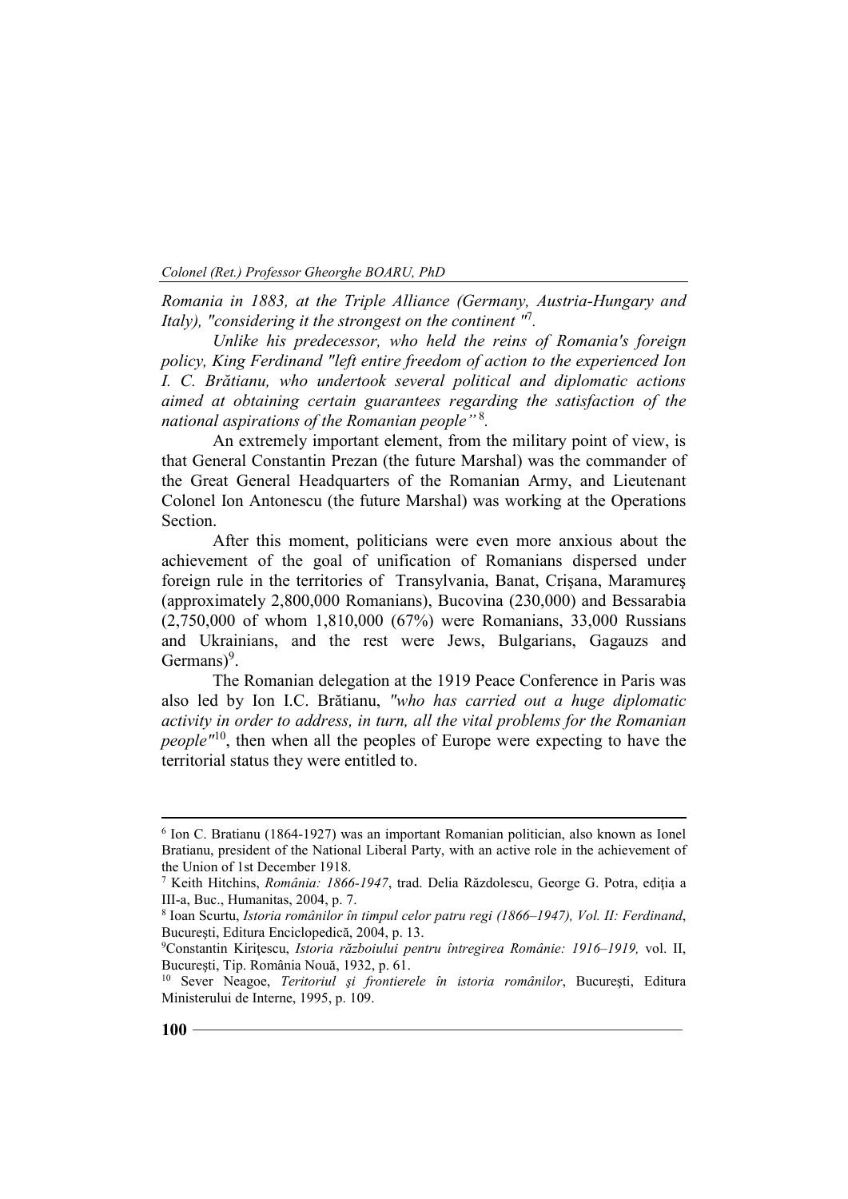*Romania in 1883, at the Triple Alliance (Germany, Austria-Hungary and Italy), "considering it the strongest on the continent "*[7].

*Unlike his predecessor, who held the reins of Romania's foreign policy, King Ferdinand "left entire freedom of action to the experienced Ion I. C. Brătianu, who undertook several political and diplomatic actions aimed at obtaining certain guarantees regarding the satisfaction of the national aspirations of the Romanian people"* [8].

An extremely important element, from the military point of view, is that General Constantin Prezan (the future Marshal) was the commander of the Great General Headquarters of the Romanian Army, and Lieutenant Colonel Ion Antonescu (the future Marshal) was working at the Operations Section.

After this moment, politicians were even more anxious about the achievement of the goal of unification of Romanians dispersed under foreign rule in the territories of Transylvania, Banat, Crişana, Maramureş (approximately 2,800,000 Romanians), Bucovina (230,000) and Bessarabia (2,750,000 of whom 1,810,000 (67%) were Romanians, 33,000 Russians and Ukrainians, and the rest were Jews, Bulgarians, Gagauzs and Germans)[9].

The Romanian delegation at the 1919 Peace Conference in Paris was also led by Ion I.C. Brătianu, *"who has carried out a huge diplomatic activity in order to address, in turn, all the vital problems for the Romanian people"*[10], then when all the peoples of Europe were expecting to have the territorial status they were entitled to.

---

[6] Ion C. Bratianu (1864-1927) was an important Romanian politician, also known as Ionel Bratianu, president of the National Liberal Party, with an active role in the achievement of the Union of 1st December 1918.

[7] Keith Hitchins, *România: 1866-1947*, trad. Delia Răzdolescu, George G. Potra, ediția a III-a, Buc., Humanitas, 2004, p. 7.

[8] Ioan Scurtu, *Istoria românilor în timpul celor patru regi (1866–1947), Vol. II: Ferdinand*, Bucureşti, Editura Enciclopedică, 2004, p. 13.

[9] Constantin Kiriţescu, *Istoria războiului pentru întregirea Românie: 1916–1919,* vol. II, Bucureşti, Tip. România Nouă, 1932, p. 61.

[10] Sever Neagoe, *Teritoriul şi frontierele în istoria românilor*, Bucureşti, Editura Ministerului de Interne, 1995, p. 109.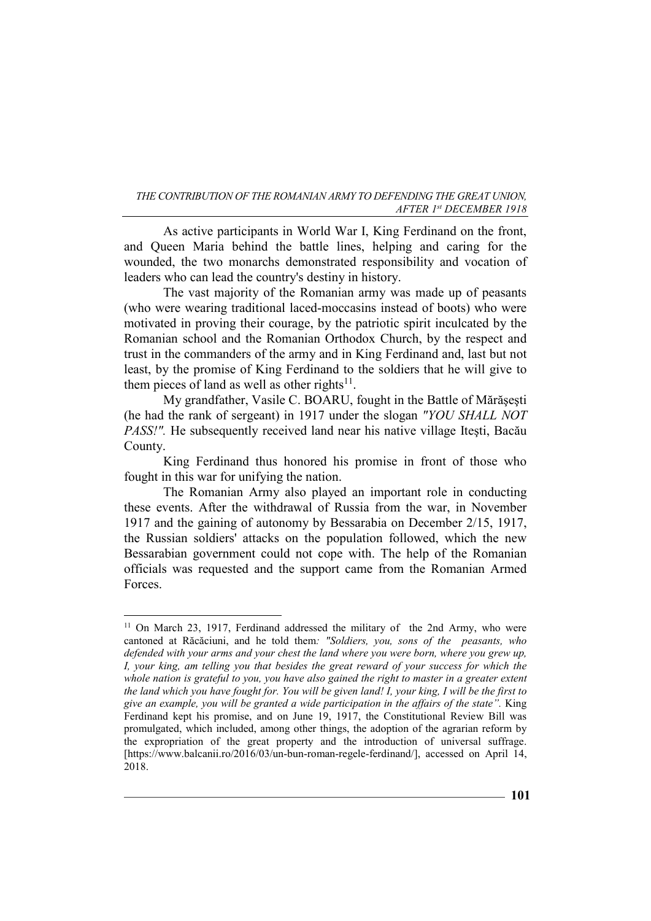As active participants in World War I, King Ferdinand on the front, and Queen Maria behind the battle lines, helping and caring for the wounded, the two monarchs demonstrated responsibility and vocation of leaders who can lead the country's destiny in history.

The vast majority of the Romanian army was made up of peasants (who were wearing traditional laced-moccasins instead of boots) who were motivated in proving their courage, by the patriotic spirit inculcated by the Romanian school and the Romanian Orthodox Church, by the respect and trust in the commanders of the army and in King Ferdinand and, last but not least, by the promise of King Ferdinand to the soldiers that he will give to them pieces of land as well as other rights[11].

My grandfather, Vasile C. BOARU, fought in the Battle of Mărăşeşti (he had the rank of sergeant) in 1917 under the slogan *"YOU SHALL NOT PASS!"*. He subsequently received land near his native village Iteşti, Bacău County.

King Ferdinand thus honored his promise in front of those who fought in this war for unifying the nation.

The Romanian Army also played an important role in conducting these events. After the withdrawal of Russia from the war, in November 1917 and the gaining of autonomy by Bessarabia on December 2/15, 1917, the Russian soldiers' attacks on the population followed, which the new Bessarabian government could not cope with. The help of the Romanian officials was requested and the support came from the Romanian Armed Forces.

---

[11] On March 23, 1917, Ferdinand addressed the military of the 2nd Army, who were cantoned at Răcăciuni, and he told them*: "Soldiers, you, sons of the peasants, who defended with your arms and your chest the land where you were born, where you grew up, I, your king, am telling you that besides the great reward of your success for which the whole nation is grateful to you, you have also gained the right to master in a greater extent the land which you have fought for. You will be given land! I, your king, I will be the first to give an example, you will be granted a wide participation in the affairs of the state".* King Ferdinand kept his promise, and on June 19, 1917, the Constitutional Review Bill was promulgated, which included, among other things, the adoption of the agrarian reform by the expropriation of the great property and the introduction of universal suffrage. [https://www.balcanii.ro/2016/03/un-bun-roman-regele-ferdinand/], accessed on April 14, 2018.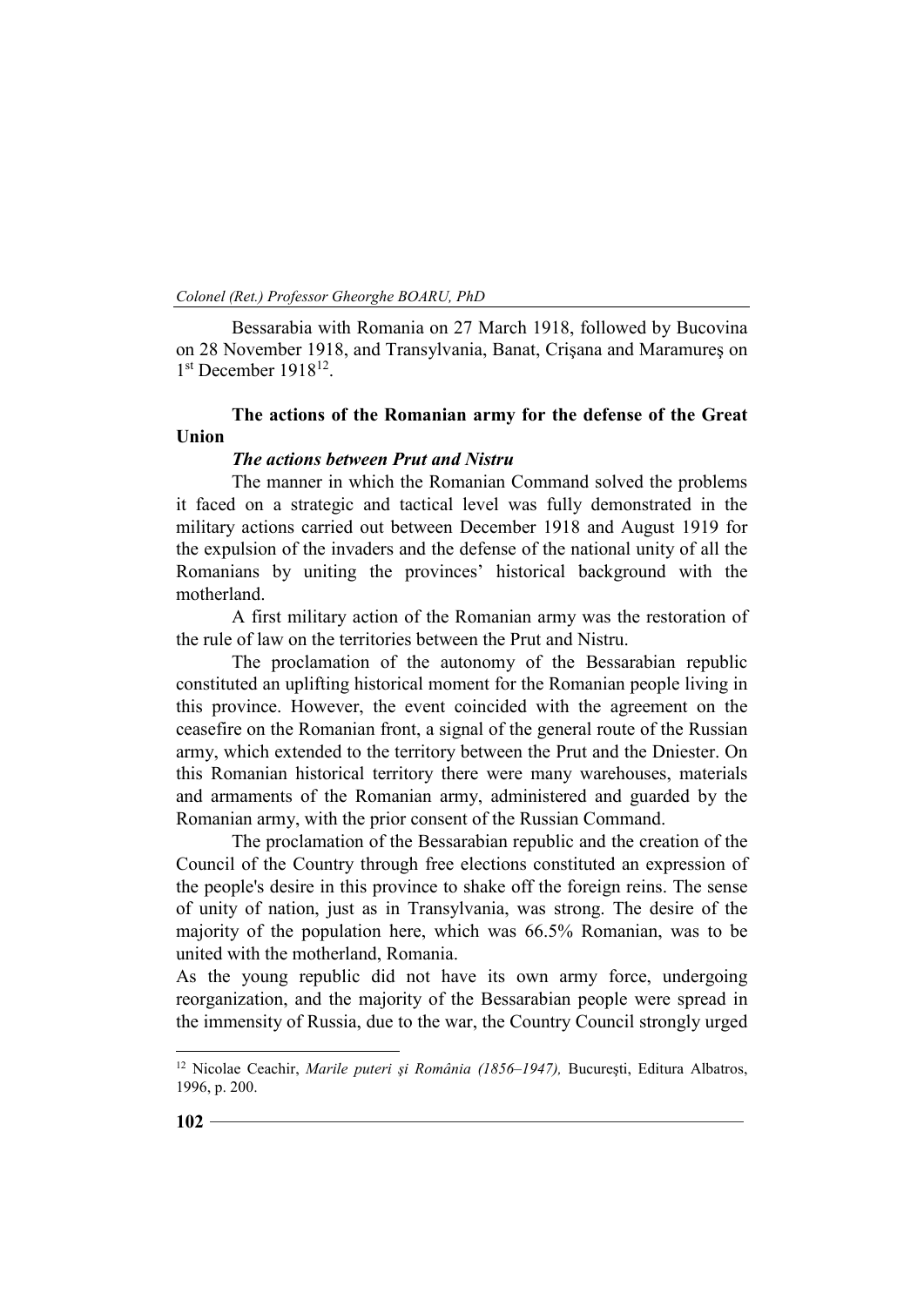Bessarabia with Romania on 27 March 1918, followed by Bucovina on 28 November 1918, and Transylvania, Banat, Crişana and Maramureş on 1st December 1918[12].

**The actions of the Romanian army for the defense of the Great Union**

***The actions between Prut and Nistru***

The manner in which the Romanian Command solved the problems it faced on a strategic and tactical level was fully demonstrated in the military actions carried out between December 1918 and August 1919 for the expulsion of the invaders and the defense of the national unity of all the Romanians by uniting the provinces' historical background with the motherland.

A first military action of the Romanian army was the restoration of the rule of law on the territories between the Prut and Nistru.

The proclamation of the autonomy of the Bessarabian republic constituted an uplifting historical moment for the Romanian people living in this province. However, the event coincided with the agreement on the ceasefire on the Romanian front, a signal of the general route of the Russian army, which extended to the territory between the Prut and the Dniester. On this Romanian historical territory there were many warehouses, materials and armaments of the Romanian army, administered and guarded by the Romanian army, with the prior consent of the Russian Command.

The proclamation of the Bessarabian republic and the creation of the Council of the Country through free elections constituted an expression of the people's desire in this province to shake off the foreign reins. The sense of unity of nation, just as in Transylvania, was strong. The desire of the majority of the population here, which was 66.5% Romanian, was to be united with the motherland, Romania.

As the young republic did not have its own army force, undergoing reorganization, and the majority of the Bessarabian people were spread in the immensity of Russia, due to the war, the Country Council strongly urged

---

[12] Nicolae Ceachir, *Marile puteri şi România (1856–1947),* Bucureşti, Editura Albatros, 1996, p. 200.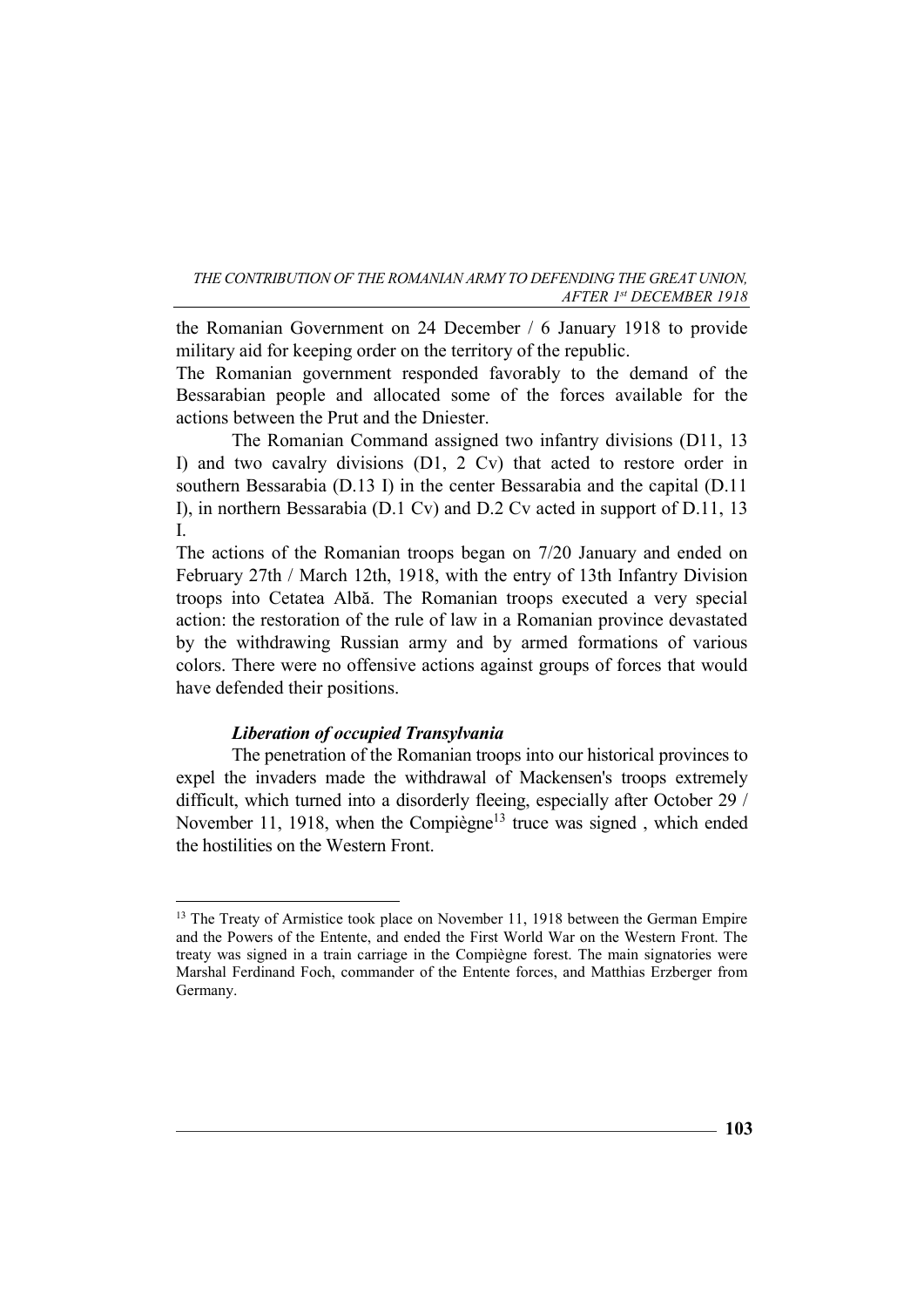the Romanian Government on 24 December / 6 January 1918 to provide military aid for keeping order on the territory of the republic.

The Romanian government responded favorably to the demand of the Bessarabian people and allocated some of the forces available for the actions between the Prut and the Dniester.

The Romanian Command assigned two infantry divisions (D11, 13 I) and two cavalry divisions (D1, 2 Cv) that acted to restore order in southern Bessarabia (D.13 I) in the center Bessarabia and the capital (D.11 I), in northern Bessarabia (D.1 Cv) and D.2 Cv acted in support of D.11, 13 I.

The actions of the Romanian troops began on 7/20 January and ended on February 27th / March 12th, 1918, with the entry of 13th Infantry Division troops into Cetatea Albă. The Romanian troops executed a very special action: the restoration of the rule of law in a Romanian province devastated by the withdrawing Russian army and by armed formations of various colors. There were no offensive actions against groups of forces that would have defended their positions.

***Liberation of occupied Transylvania***

The penetration of the Romanian troops into our historical provinces to expel the invaders made the withdrawal of Mackensen's troops extremely difficult, which turned into a disorderly fleeing, especially after October 29 / November 11, 1918, when the Compiègne[13] truce was signed , which ended the hostilities on the Western Front.

---

[13] The Treaty of Armistice took place on November 11, 1918 between the German Empire and the Powers of the Entente, and ended the First World War on the Western Front. The treaty was signed in a train carriage in the Compiègne forest. The main signatories were Marshal Ferdinand Foch, commander of the Entente forces, and Matthias Erzberger from Germany.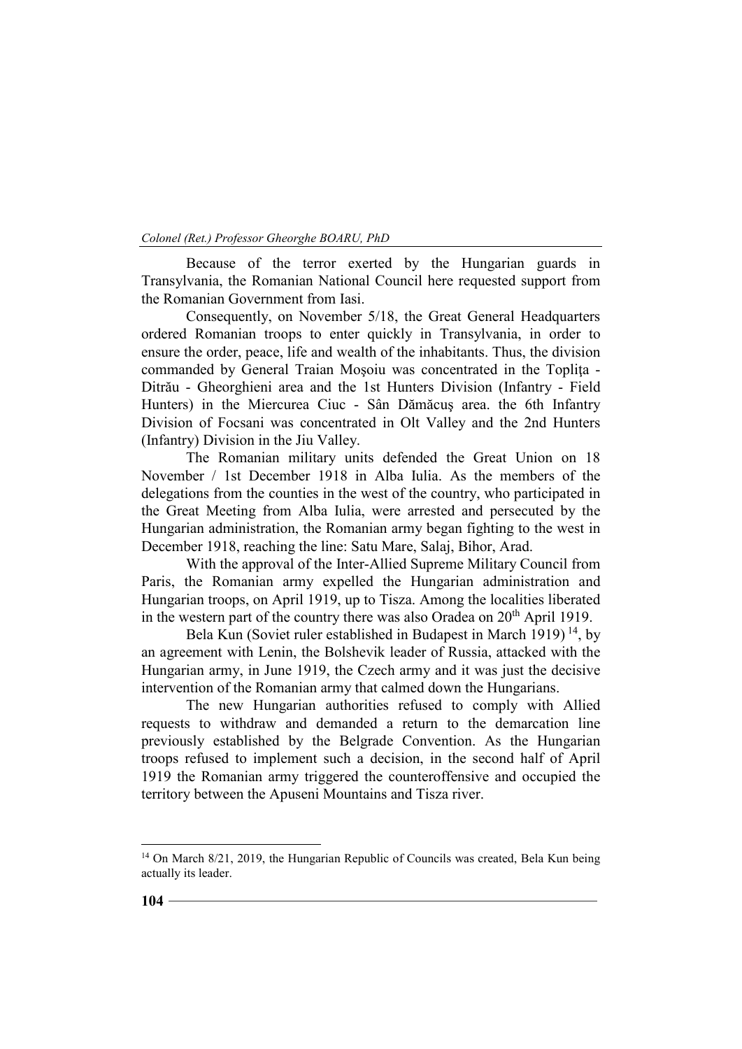Because of the terror exerted by the Hungarian guards in Transylvania, the Romanian National Council here requested support from the Romanian Government from Iasi.

Consequently, on November 5/18, the Great General Headquarters ordered Romanian troops to enter quickly in Transylvania, in order to ensure the order, peace, life and wealth of the inhabitants. Thus, the division commanded by General Traian Moşoiu was concentrated in the Topliţa - Ditrău - Gheorghieni area and the 1st Hunters Division (Infantry - Field Hunters) in the Miercurea Ciuc - Sân Dămăcuş area. the 6th Infantry Division of Focsani was concentrated in Olt Valley and the 2nd Hunters (Infantry) Division in the Jiu Valley.

The Romanian military units defended the Great Union on 18 November / 1st December 1918 in Alba Iulia. As the members of the delegations from the counties in the west of the country, who participated in the Great Meeting from Alba Iulia, were arrested and persecuted by the Hungarian administration, the Romanian army began fighting to the west in December 1918, reaching the line: Satu Mare, Salaj, Bihor, Arad.

With the approval of the Inter-Allied Supreme Military Council from Paris, the Romanian army expelled the Hungarian administration and Hungarian troops, on April 1919, up to Tisza. Among the localities liberated in the western part of the country there was also Oradea on 20th April 1919.

Bela Kun (Soviet ruler established in Budapest in March 1919) [14], by an agreement with Lenin, the Bolshevik leader of Russia, attacked with the Hungarian army, in June 1919, the Czech army and it was just the decisive intervention of the Romanian army that calmed down the Hungarians.

The new Hungarian authorities refused to comply with Allied requests to withdraw and demanded a return to the demarcation line previously established by the Belgrade Convention. As the Hungarian troops refused to implement such a decision, in the second half of April 1919 the Romanian army triggered the counteroffensive and occupied the territory between the Apuseni Mountains and Tisza river.

---

[14] On March 8/21, 2019, the Hungarian Republic of Councils was created, Bela Kun being actually its leader.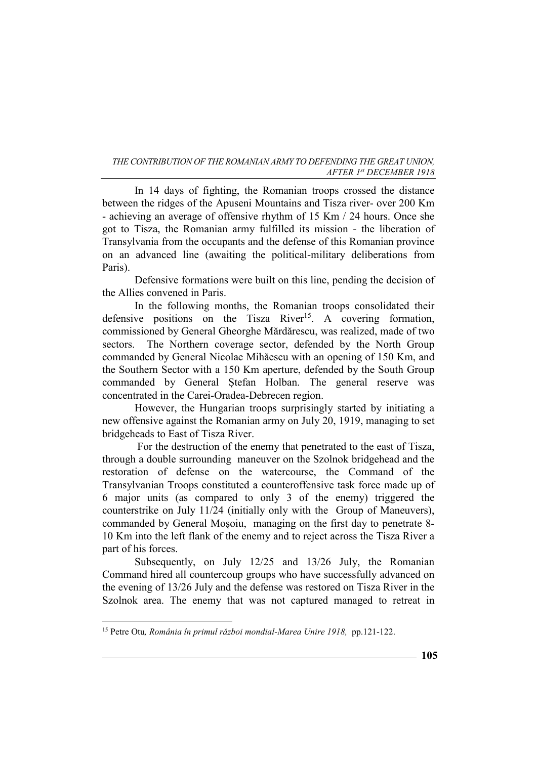In 14 days of fighting, the Romanian troops crossed the distance between the ridges of the Apuseni Mountains and Tisza river- over 200 Km - achieving an average of offensive rhythm of 15 Km / 24 hours. Once she got to Tisza, the Romanian army fulfilled its mission - the liberation of Transylvania from the occupants and the defense of this Romanian province on an advanced line (awaiting the political-military deliberations from Paris).

Defensive formations were built on this line, pending the decision of the Allies convened in Paris.

In the following months, the Romanian troops consolidated their defensive positions on the Tisza River[15]. A covering formation, commissioned by General Gheorghe Mărdărescu, was realized, made of two sectors. The Northern coverage sector, defended by the North Group commanded by General Nicolae Mihăescu with an opening of 150 Km, and the Southern Sector with a 150 Km aperture, defended by the South Group commanded by General Ștefan Holban. The general reserve was concentrated in the Carei-Oradea-Debrecen region.

However, the Hungarian troops surprisingly started by initiating a new offensive against the Romanian army on July 20, 1919, managing to set bridgeheads to East of Tisza River.

For the destruction of the enemy that penetrated to the east of Tisza, through a double surrounding maneuver on the Szolnok bridgehead and the restoration of defense on the watercourse, the Command of the Transylvanian Troops constituted a counteroffensive task force made up of 6 major units (as compared to only 3 of the enemy) triggered the counterstrike on July 11/24 (initially only with the Group of Maneuvers), commanded by General Moșoiu, managing on the first day to penetrate 8-10 Km into the left flank of the enemy and to reject across the Tisza River a part of his forces.

Subsequently, on July 12/25 and 13/26 July, the Romanian Command hired all countercoup groups who have successfully advanced on the evening of 13/26 July and the defense was restored on Tisza River in the Szolnok area. The enemy that was not captured managed to retreat in

---

[15] Petre Otu*, România în primul război mondial-Marea Unire 1918,* pp.121-122.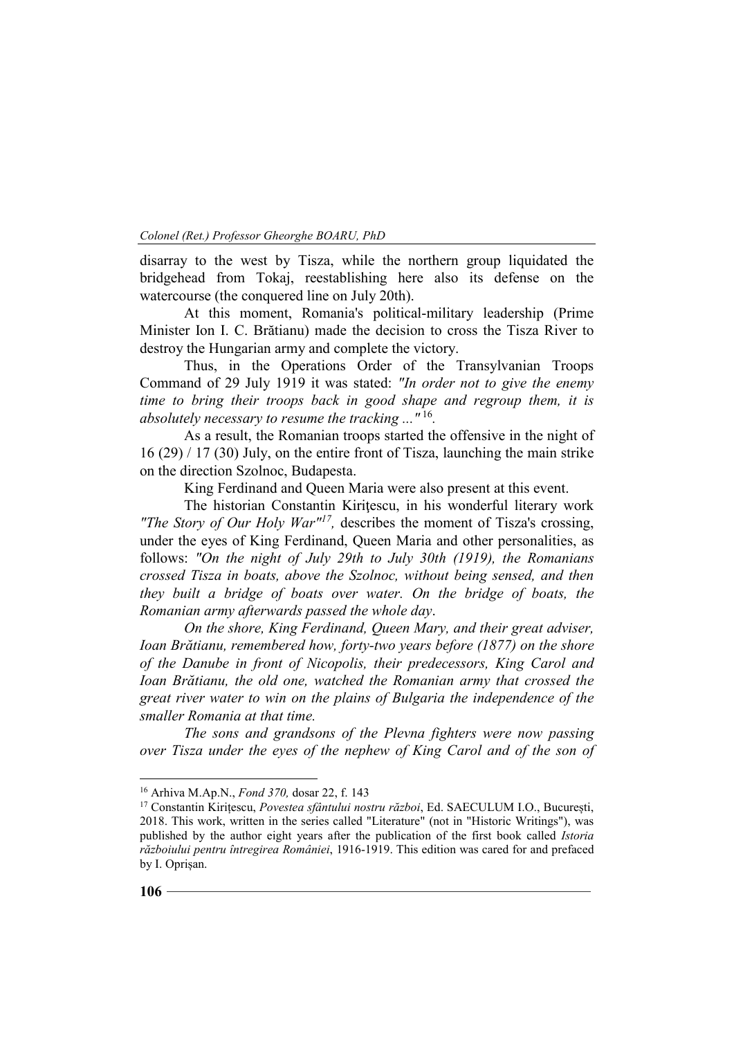disarray to the west by Tisza, while the northern group liquidated the bridgehead from Tokaj, reestablishing here also its defense on the watercourse (the conquered line on July 20th).

At this moment, Romania's political-military leadership (Prime Minister Ion I. C. Brătianu) made the decision to cross the Tisza River to destroy the Hungarian army and complete the victory.

Thus, in the Operations Order of the Transylvanian Troops Command of 29 July 1919 it was stated: *"In order not to give the enemy time to bring their troops back in good shape and regroup them, it is absolutely necessary to resume the tracking ..."*[16].

As a result, the Romanian troops started the offensive in the night of 16 (29) / 17 (30) July, on the entire front of Tisza, launching the main strike on the direction Szolnoc, Budapesta.

King Ferdinand and Queen Maria were also present at this event.

The historian Constantin Kirițescu, in his wonderful literary work *"The Story of Our Holy War"*[17], describes the moment of Tisza's crossing, under the eyes of King Ferdinand, Queen Maria and other personalities, as follows: *"On the night of July 29th to July 30th (1919), the Romanians crossed Tisza in boats, above the Szolnoc, without being sensed, and then they built a bridge of boats over water. On the bridge of boats, the Romanian army afterwards passed the whole day.*

*On the shore, King Ferdinand, Queen Mary, and their great adviser, Ioan Brătianu, remembered how, forty-two years before (1877) on the shore of the Danube in front of Nicopolis, their predecessors, King Carol and Ioan Brătianu, the old one, watched the Romanian army that crossed the great river water to win on the plains of Bulgaria the independence of the smaller Romania at that time.*

*The sons and grandsons of the Plevna fighters were now passing over Tisza under the eyes of the nephew of King Carol and of the son of*

---

[16] Arhiva M.Ap.N., *Fond 370,* dosar 22, f. 143

[17] Constantin Kirițescu, *Povestea sfântului nostru război*, Ed. SAECULUM I.O., București, 2018. This work, written in the series called "Literature" (not in "Historic Writings"), was published by the author eight years after the publication of the first book called *Istoria războiului pentru întregirea României*, 1916-1919. This edition was cared for and prefaced by I. Oprișan.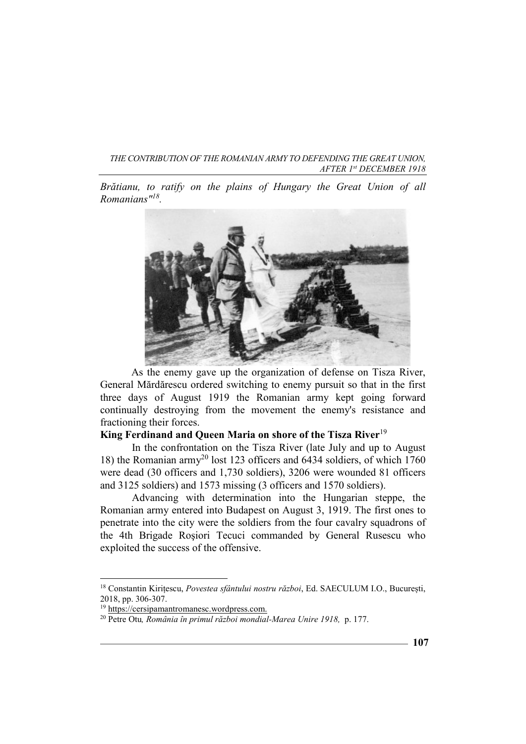*Brătianu, to ratify on the plains of Hungary the Great Union of all Romanians"*[18].

As the enemy gave up the organization of defense on Tisza River, General Mărdărescu ordered switching to enemy pursuit so that in the first three days of August 1919 the Romanian army kept going forward continually destroying from the movement the enemy's resistance and fractioning their forces.

**King Ferdinand and Queen Maria on shore of the Tisza River**[19]

In the confrontation on the Tisza River (late July and up to August 18) the Romanian army[20] lost 123 officers and 6434 soldiers, of which 1760 were dead (30 officers and 1,730 soldiers), 3206 were wounded 81 officers and 3125 soldiers) and 1573 missing (3 officers and 1570 soldiers).

Advancing with determination into the Hungarian steppe, the Romanian army entered into Budapest on August 3, 1919. The first ones to penetrate into the city were the soldiers from the four cavalry squadrons of the 4th Brigade Roşiori Tecuci commanded by General Rusescu who exploited the success of the offensive.

---

[18] Constantin Kirițescu, *Povestea sfântului nostru război*, Ed. SAECULUM I.O., București, 2018, pp. 306-307.

[19] https://cersipamantromanesc.wordpress.com.

[20] Petre Otu*, România în primul război mondial-Marea Unire 1918,* p. 177.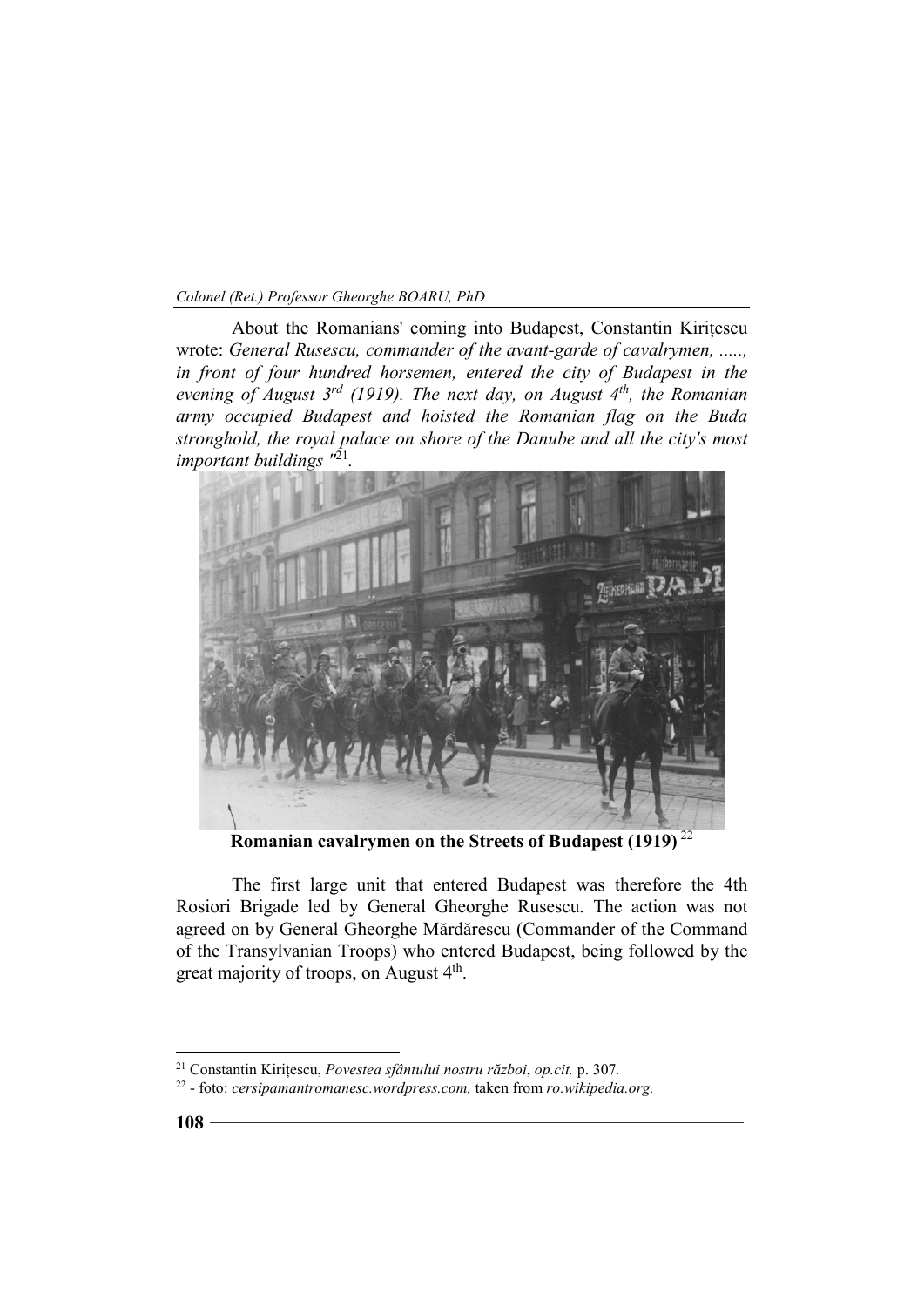About the Romanians' coming into Budapest, Constantin Kirițescu wrote: *General Rusescu, commander of the avant-garde of cavalrymen, ....., in front of four hundred horsemen, entered the city of Budapest in the evening of August 3rd (1919). The next day, on August 4th, the Romanian army occupied Budapest and hoisted the Romanian flag on the Buda stronghold, the royal palace on shore of the Danube and all the city's most important buildings "*[21].

**Romanian cavalrymen on the Streets of Budapest (1919)** [22]

The first large unit that entered Budapest was therefore the 4th Rosiori Brigade led by General Gheorghe Rusescu. The action was not agreed on by General Gheorghe Mărdărescu (Commander of the Command of the Transylvanian Troops) who entered Budapest, being followed by the great majority of troops, on August 4th.

---

[21] Constantin Kirițescu, *Povestea sfântului nostru război*, *op.cit.* p. 307.

[22] - foto: *cersipamantromanesc.wordpress.com,* taken from *ro.wikipedia.org.*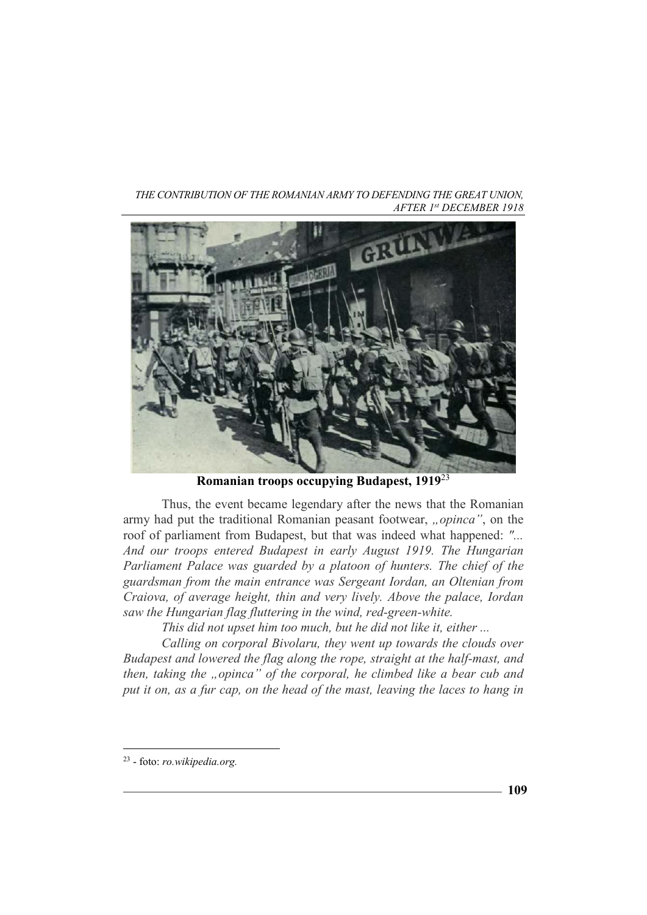**Romanian troops occupying Budapest, 1919**[23]

Thus, the event became legendary after the news that the Romanian army had put the traditional Romanian peasant footwear, *„opinca"*, on the roof of parliament from Budapest, but that was indeed what happened: *"... And our troops entered Budapest in early August 1919. The Hungarian Parliament Palace was guarded by a platoon of hunters. The chief of the guardsman from the main entrance was Sergeant Iordan, an Oltenian from Craiova, of average height, thin and very lively. Above the palace, Iordan saw the Hungarian flag fluttering in the wind, red-green-white.*

*This did not upset him too much, but he did not like it, either ...*

*Calling on corporal Bivolaru, they went up towards the clouds over Budapest and lowered the flag along the rope, straight at the half-mast, and then, taking the „opinca" of the corporal, he climbed like a bear cub and put it on, as a fur cap, on the head of the mast, leaving the laces to hang in*

---

[23] - foto: *ro.wikipedia.org.*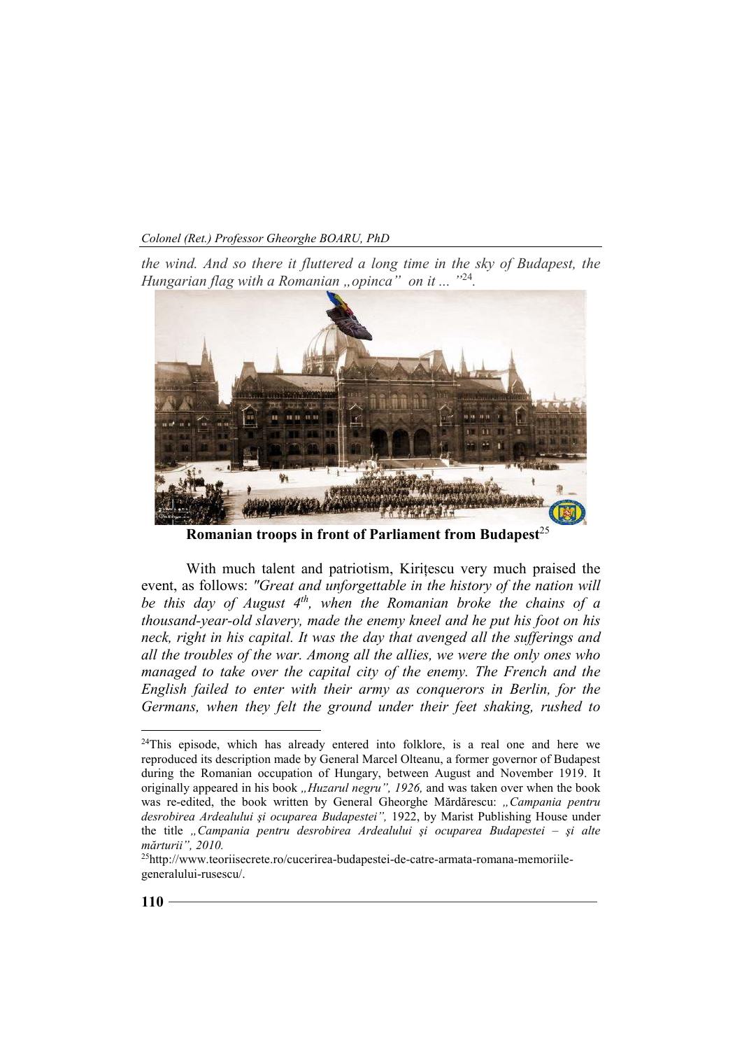*the wind. And so there it fluttered a long time in the sky of Budapest, the Hungarian flag with a Romanian „opinca" on it ... "*[24].

**Romanian troops in front of Parliament from Budapest**[25]

With much talent and patriotism, Kirițescu very much praised the event, as follows: *"Great and unforgettable in the history of the nation will be this day of August 4th, when the Romanian broke the chains of a thousand-year-old slavery, made the enemy kneel and he put his foot on his neck, right in his capital. It was the day that avenged all the sufferings and all the troubles of the war. Among all the allies, we were the only ones who managed to take over the capital city of the enemy. The French and the English failed to enter with their army as conquerors in Berlin, for the Germans, when they felt the ground under their feet shaking, rushed to*

---

[24]This episode, which has already entered into folklore, is a real one and here we reproduced its description made by General Marcel Olteanu, a former governor of Budapest during the Romanian occupation of Hungary, between August and November 1919. It originally appeared in his book *„Huzarul negru", 1926,* and was taken over when the book was re-edited, the book written by General Gheorghe Mărdărescu: *„Campania pentru desrobirea Ardealului şi ocuparea Budapestei",* 1922, by Marist Publishing House under the title *„Campania pentru desrobirea Ardealului şi ocuparea Budapestei – şi alte mărturii", 2010.*

[25]http://www.teoriisecrete.ro/cucerirea-budapestei-de-catre-armata-romana-memoriile-generalului-rusescu/.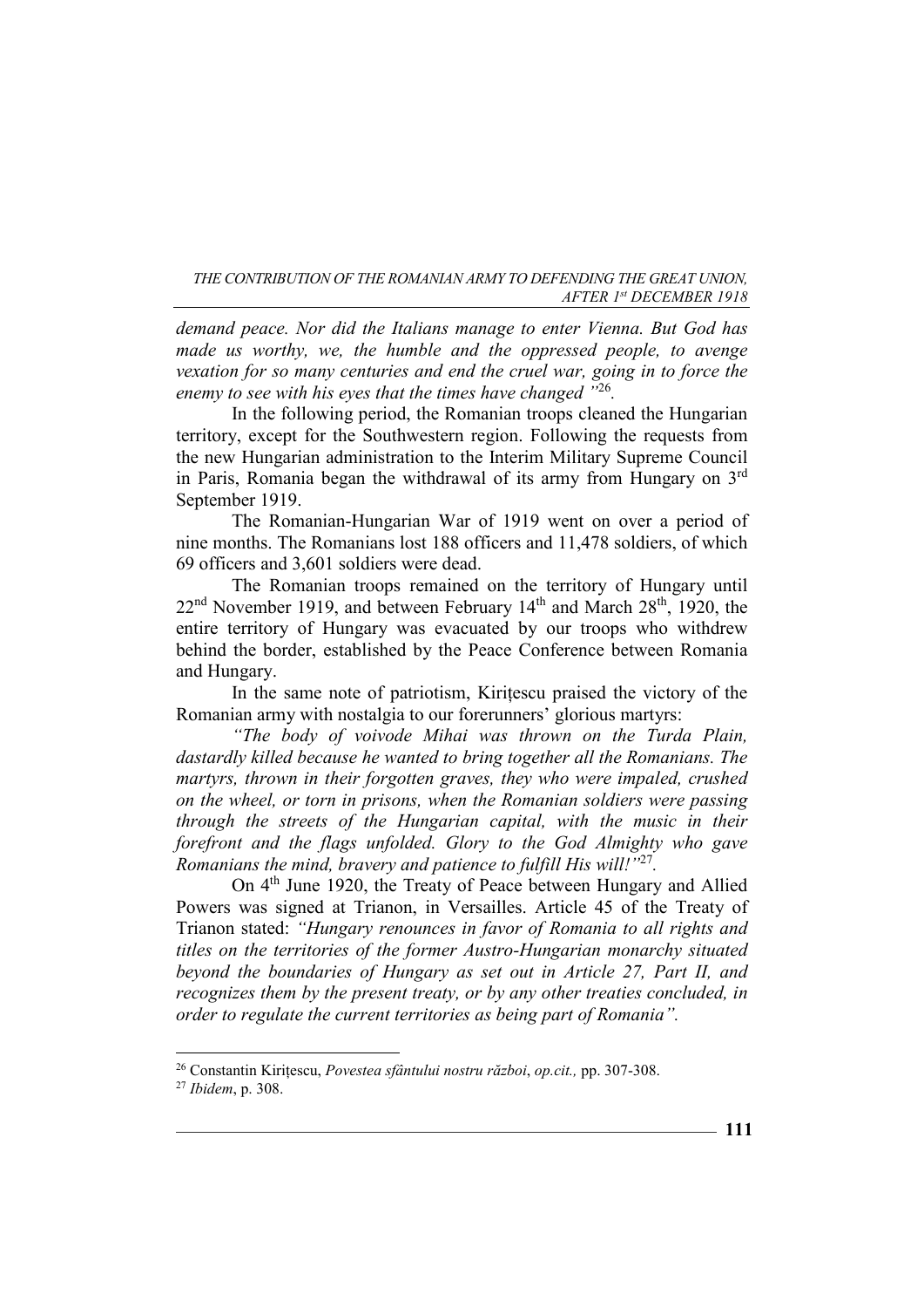*demand peace. Nor did the Italians manage to enter Vienna. But God has made us worthy, we, the humble and the oppressed people, to avenge vexation for so many centuries and end the cruel war, going in to force the enemy to see with his eyes that the times have changed "*[26].

In the following period, the Romanian troops cleaned the Hungarian territory, except for the Southwestern region. Following the requests from the new Hungarian administration to the Interim Military Supreme Council in Paris, Romania began the withdrawal of its army from Hungary on 3rd September 1919.

The Romanian-Hungarian War of 1919 went on over a period of nine months. The Romanians lost 188 officers and 11,478 soldiers, of which 69 officers and 3,601 soldiers were dead.

The Romanian troops remained on the territory of Hungary until 22nd November 1919, and between February 14th and March 28th, 1920, the entire territory of Hungary was evacuated by our troops who withdrew behind the border, established by the Peace Conference between Romania and Hungary.

In the same note of patriotism, Kirițescu praised the victory of the Romanian army with nostalgia to our forerunners' glorious martyrs:

*"The body of voivode Mihai was thrown on the Turda Plain, dastardly killed because he wanted to bring together all the Romanians. The martyrs, thrown in their forgotten graves, they who were impaled, crushed on the wheel, or torn in prisons, when the Romanian soldiers were passing through the streets of the Hungarian capital, with the music in their forefront and the flags unfolded. Glory to the God Almighty who gave Romanians the mind, bravery and patience to fulfill His will!"*[27].

On 4th June 1920, the Treaty of Peace between Hungary and Allied Powers was signed at Trianon, in Versailles. Article 45 of the Treaty of Trianon stated: *"Hungary renounces in favor of Romania to all rights and titles on the territories of the former Austro-Hungarian monarchy situated beyond the boundaries of Hungary as set out in Article 27, Part II, and recognizes them by the present treaty, or by any other treaties concluded, in order to regulate the current territories as being part of Romania".*

---

[26] Constantin Kirițescu, *Povestea sfântului nostru război*, *op.cit.,* pp. 307-308.

[27] *Ibidem*, p. 308.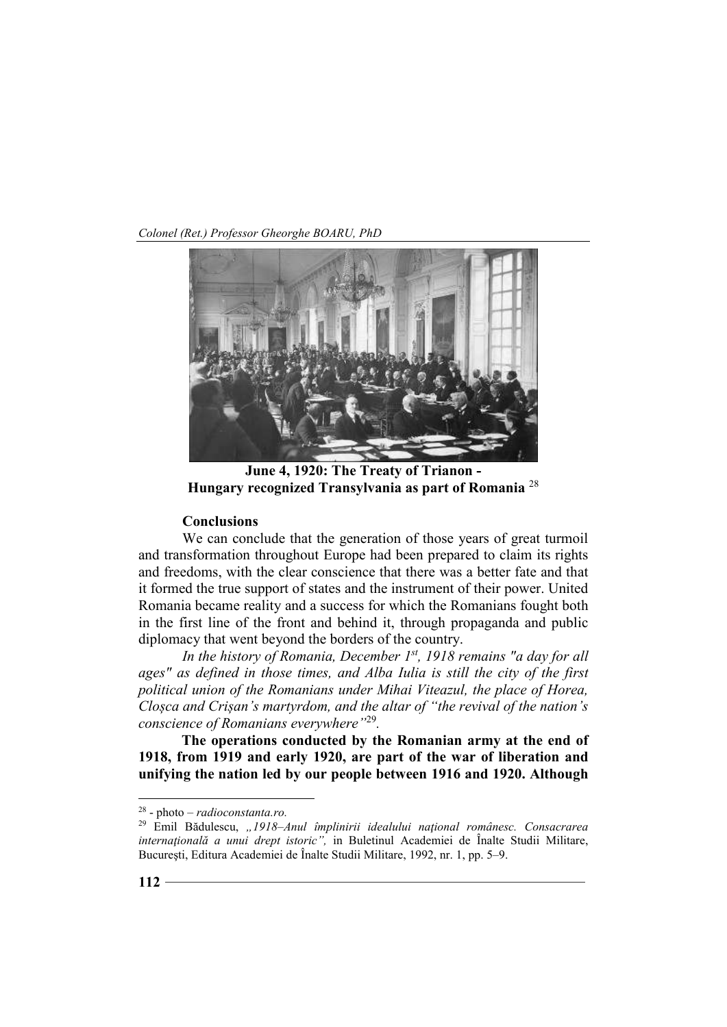**June 4, 1920: The Treaty of Trianon - Hungary recognized Transylvania as part of Romania** [28]

**Conclusions**

We can conclude that the generation of those years of great turmoil and transformation throughout Europe had been prepared to claim its rights and freedoms, with the clear conscience that there was a better fate and that it formed the true support of states and the instrument of their power. United Romania became reality and a success for which the Romanians fought both in the first line of the front and behind it, through propaganda and public diplomacy that went beyond the borders of the country.

*In the history of Romania, December 1st, 1918 remains "a day for all ages" as defined in those times, and Alba Iulia is still the city of the first political union of the Romanians under Mihai Viteazul, the place of Horea, Cloșca and Crișan's martyrdom, and the altar of "the revival of the nation's conscience of Romanians everywhere"*[29].

**The operations conducted by the Romanian army at the end of 1918, from 1919 and early 1920, are part of the war of liberation and unifying the nation led by our people between 1916 and 1920. Although**

---

[28] - photo – *radioconstanta.ro.*

[29] Emil Bădulescu, *„1918–Anul împlinirii idealului național românesc. Consacrarea internațională a unui drept istoric",* in Buletinul Academiei de Înalte Studii Militare, București, Editura Academiei de Înalte Studii Militare, 1992, nr. 1, pp. 5–9.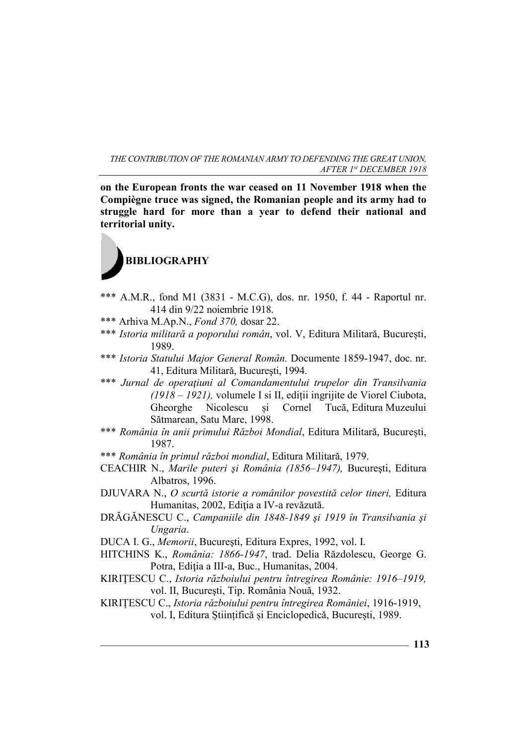**on the European fronts the war ceased on 11 November 1918 when the Compiègne truce was signed, the Romanian people and its army had to struggle hard for more than a year to defend their national and territorial unity.**

## BIBLIOGRAPHY

*** A.M.R., fond M1 (3831 - M.C.G), dos. nr. 1950, f. 44 - Raportul nr. 414 din 9/22 noiembrie 1918.

*** Arhiva M.Ap.N., *Fond 370,* dosar 22.

*** *Istoria militară a poporului român*, vol. V, Editura Militară, București, 1989.

*** *Istoria Statului Major General Român.* Documente 1859-1947, doc. nr. 41, Editura Militară, Bucureşti, 1994.

*** *Jurnal de operațiuni al Comandamentului trupelor din Transilvania (1918 – 1921),* volumele I si II, ediții ingrijite de Viorel Ciubota, Gheorghe Nicolescu și Cornel Tucă, Editura Muzeului Sătmarean, Satu Mare, 1998.

*** *România în anii primului Război Mondial*, Editura Militară, București, 1987.

*** *România în primul război mondial*, Editura Militară, 1979.

CEACHIR N., *Marile puteri şi România (1856–1947),* Bucureşti, Editura Albatros, 1996.

DJUVARA N., *O scurtă istorie a românilor povestită celor tineri,* Editura Humanitas, 2002, Ediţia a IV-a revăzută.

DRĂGĂNESCU C., *Campaniile din 1848-1849 şi 1919 în Transilvania şi Ungaria*.

DUCA I. G., *Memorii*, Bucureşti, Editura Expres, 1992, vol. I.

HITCHINS K., *România: 1866-1947*, trad. Delia Răzdolescu, George G. Potra, Ediţia a III-a, Buc., Humanitas, 2004.

KIRIȚESCU C., *Istoria războiului pentru întregirea Română: 1916–1919,* vol. II, Bucureşti, Tip. România Nouă, 1932.

KIRIȚESCU C., *Istoria războiului pentru întregirea României*, 1916-1919, vol. I, Editura Științifică și Enciclopedică, București, 1989.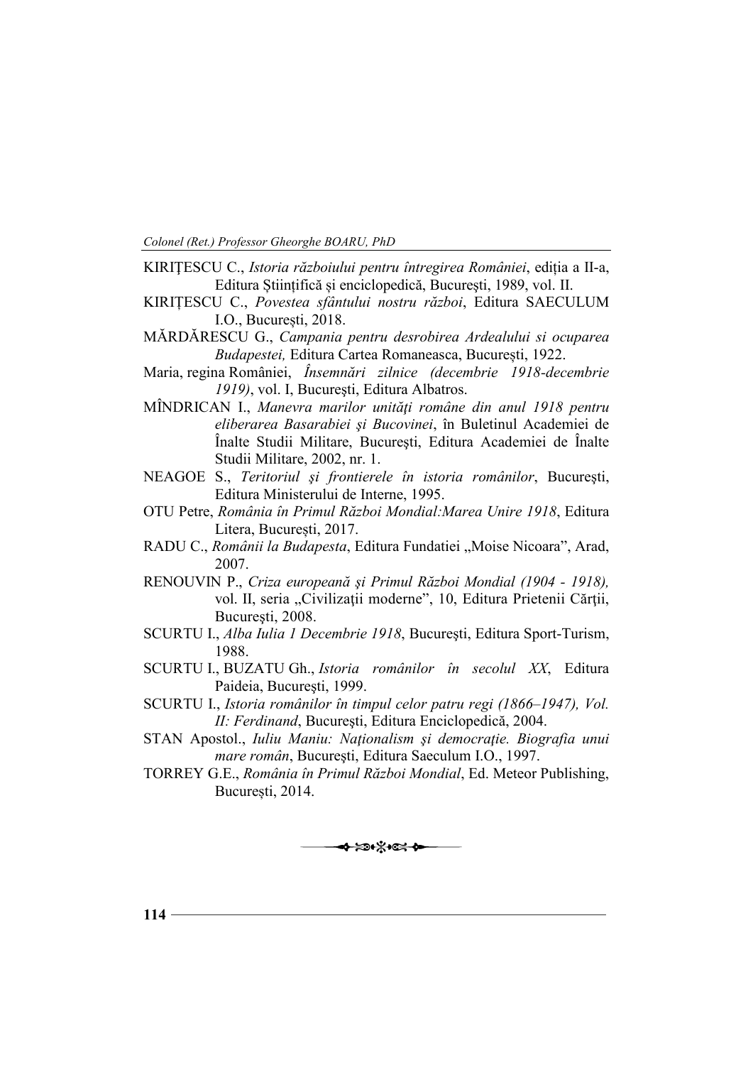KIRIȚESCU C., *Istoria războiului pentru întregirea României*, ediția a II-a, Editura Științifică și enciclopedică, Bucureşti, 1989, vol. II.

KIRIȚESCU C., *Povestea sfântului nostru război*, Editura SAECULUM I.O., București, 2018.

MĂRDĂRESCU G., *Campania pentru desrobirea Ardealului si ocuparea Budapestei,* Editura Cartea Romaneasca, București, 1922.

Maria, regina României, *Însemnări zilnice (decembrie 1918-decembrie 1919)*, vol. I, Bucureşti, Editura Albatros.

MÎNDRICAN I., *Manevra marilor unități române din anul 1918 pentru eliberarea Basarabiei şi Bucovinei*, în Buletinul Academiei de Înalte Studii Militare, Bucureşti, Editura Academiei de Înalte Studii Militare, 2002, nr. 1.

NEAGOE S., *Teritoriul şi frontierele în istoria românilor*, Bucureşti, Editura Ministerului de Interne, 1995.

OTU Petre, *România în Primul Război Mondial:Marea Unire 1918*, Editura Litera, București, 2017.

RADU C., *Românii la Budapesta*, Editura Fundatiei „Moise Nicoara", Arad, 2007.

RENOUVIN P., *Criza europeană şi Primul Război Mondial (1904 - 1918),* vol. II, seria „Civilizaţii moderne", 10, Editura Prietenii Cărţii, Bucureşti, 2008.

SCURTU I., *Alba Iulia 1 Decembrie 1918*, Bucureşti, Editura Sport-Turism, 1988.

SCURTU I., BUZATU Gh., *Istoria românilor în secolul XX*, Editura Paideia, Bucureşti, 1999.

SCURTU I., *Istoria românilor în timpul celor patru regi (1866–1947), Vol. II: Ferdinand*, Bucureşti, Editura Enciclopedică, 2004.

STAN Apostol., *Iuliu Maniu: Naţionalism şi democraţie. Biografia unui mare român*, Bucureşti, Editura Saeculum I.O., 1997.

TORREY G.E., *România în Primul Război Mondial*, Ed. Meteor Publishing, Bucureşti, 2014.